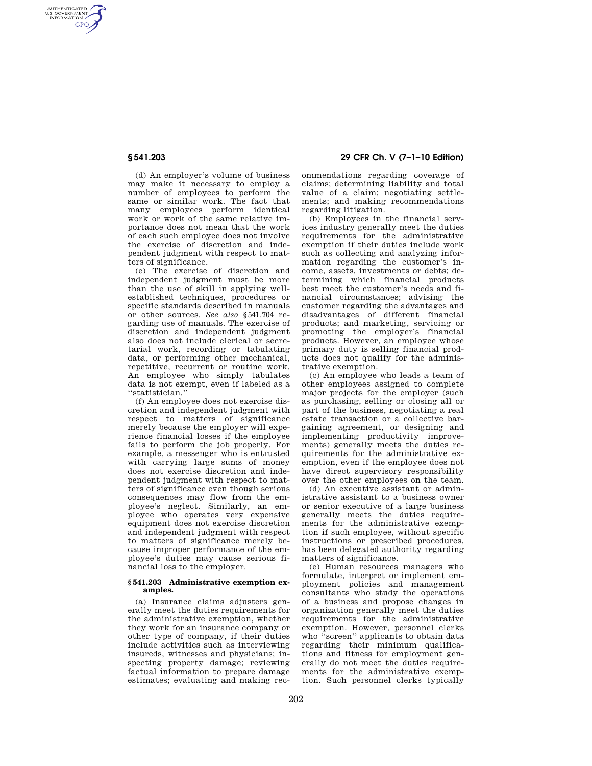(d) An employer's volume of business may make it necessary to employ a number of employees to perform the same or similar work. The fact that many employees perform identical work or work of the same relative importance does not mean that the work of each such employee does not involve the exercise of discretion and independent judgment with respect to matters of significance.

(e) The exercise of discretion and independent judgment must be more than the use of skill in applying well-established techniques, procedures or specific standards described in manuals or other sources. *See also* §541.704 regarding use of manuals. The exercise of discretion and independent judgment also does not include clerical or secretarial work, recording or tabulating data, or performing other mechanical, repetitive, recurrent or routine work. An employee who simply tabulates data is not exempt, even if labeled as a ''statistician.''

(f) An employee does not exercise discretion and independent judgment with respect to matters of significance merely because the employer will experience financial losses if the employee fails to perform the job properly. For example, a messenger who is entrusted with carrying large sums of money does not exercise discretion and independent judgment with respect to matters of significance even though serious consequences may flow from the employee's neglect. Similarly, an employee who operates very expensive equipment does not exercise discretion and independent judgment with respect to matters of significance merely because improper performance of the employee's duties may cause serious financial loss to the employer.

### §541.203 Administrative exemption examples.

(a) Insurance claims adjusters generally meet the duties requirements for the administrative exemption, whether they work for an insurance company or other type of company, if their duties include activities such as interviewing insureds, witnesses and physicians; inspecting property damage; reviewing factual information to prepare damage estimates; evaluating and making recommendations regarding coverage of claims; determining liability and total value of a claim; negotiating settlements; and making recommendations regarding litigation.

(b) Employees in the financial services industry generally meet the duties requirements for the administrative exemption if their duties include work such as collecting and analyzing information regarding the customer's income, assets, investments or debts; determining which financial products best meet the customer's needs and financial circumstances; advising the customer regarding the advantages and disadvantages of different financial products; and marketing, servicing or promoting the employer's financial products. However, an employee whose primary duty is selling financial products does not qualify for the administrative exemption.

(c) An employee who leads a team of other employees assigned to complete major projects for the employer (such as purchasing, selling or closing all or part of the business, negotiating a real estate transaction or a collective bargaining agreement, or designing and implementing productivity improvements) generally meets the duties requirements for the administrative exemption, even if the employee does not have direct supervisory responsibility over the other employees on the team.

(d) An executive assistant or administrative assistant to a business owner or senior executive of a large business generally meets the duties requirements for the administrative exemption if such employee, without specific instructions or prescribed procedures, has been delegated authority regarding matters of significance.

(e) Human resources managers who formulate, interpret or implement employment policies and management consultants who study the operations of a business and propose changes in organization generally meet the duties requirements for the administrative exemption. However, personnel clerks who ''screen'' applicants to obtain data regarding their minimum qualifications and fitness for employment generally do not meet the duties requirements for the administrative exemption. Such personnel clerks typically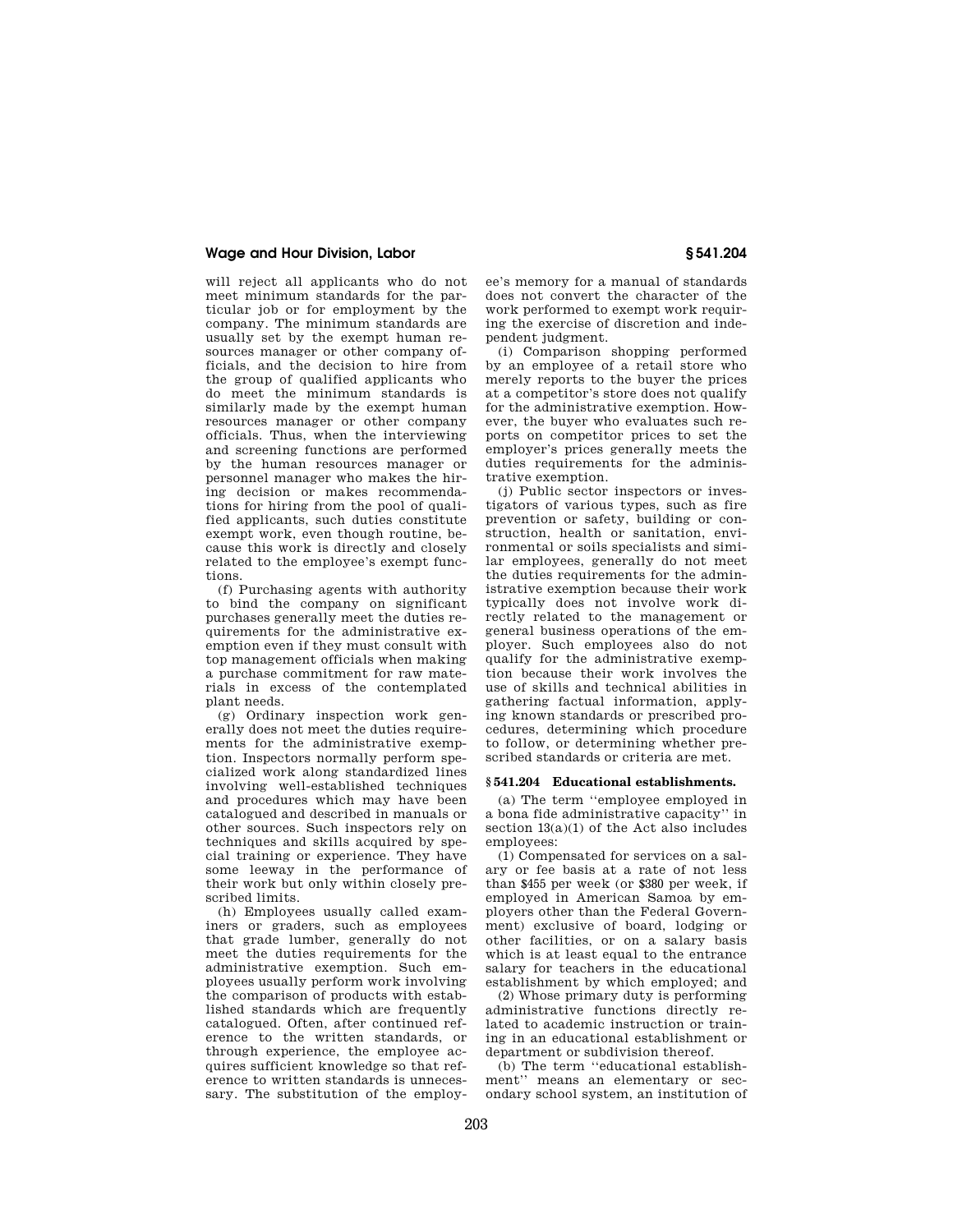will reject all applicants who do not meet minimum standards for the particular job or for employment by the company. The minimum standards are usually set by the exempt human resources manager or other company officials, and the decision to hire from the group of qualified applicants who do meet the minimum standards is similarly made by the exempt human resources manager or other company officials. Thus, when the interviewing and screening functions are performed by the human resources manager or personnel manager who makes the hiring decision or makes recommendations for hiring from the pool of qualified applicants, such duties constitute exempt work, even though routine, because this work is directly and closely related to the employee's exempt functions.

(f) Purchasing agents with authority to bind the company on significant purchases generally meet the duties requirements for the administrative exemption even if they must consult with top management officials when making a purchase commitment for raw materials in excess of the contemplated plant needs.

(g) Ordinary inspection work generally does not meet the duties requirements for the administrative exemption. Inspectors normally perform specialized work along standardized lines involving well-established techniques and procedures which may have been catalogued and described in manuals or other sources. Such inspectors rely on techniques and skills acquired by special training or experience. They have some leeway in the performance of their work but only within closely prescribed limits.

(h) Employees usually called examiners or graders, such as employees that grade lumber, generally do not meet the duties requirements for the administrative exemption. Such employees usually perform work involving the comparison of products with established standards which are frequently catalogued. Often, after continued reference to the written standards, or through experience, the employee acquires sufficient knowledge so that reference to written standards is unnecessary. The substitution of the employee's memory for a manual of standards does not convert the character of the work performed to exempt work requiring the exercise of discretion and independent judgment.

(i) Comparison shopping performed by an employee of a retail store who merely reports to the buyer the prices at a competitor's store does not qualify for the administrative exemption. However, the buyer who evaluates such reports on competitor prices to set the employer's prices generally meets the duties requirements for the administrative exemption.

(j) Public sector inspectors or investigators of various types, such as fire prevention or safety, building or construction, health or sanitation, environmental or soils specialists and similar employees, generally do not meet the duties requirements for the administrative exemption because their work typically does not involve work directly related to the management or general business operations of the employer. Such employees also do not qualify for the administrative exemption because their work involves the use of skills and technical abilities in gathering factual information, applying known standards or prescribed procedures, determining which procedure to follow, or determining whether prescribed standards or criteria are met.

### § 541.204 Educational establishments.

(a) The term ''employee employed in a bona fide administrative capacity'' in section 13(a)(1) of the Act also includes employees:

(1) Compensated for services on a salary or fee basis at a rate of not less than $455 per week (or $380 per week, if employed in American Samoa by employers other than the Federal Government) exclusive of board, lodging or other facilities, or on a salary basis which is at least equal to the entrance salary for teachers in the educational establishment by which employed; and

(2) Whose primary duty is performing administrative functions directly related to academic instruction or training in an educational establishment or department or subdivision thereof.

(b) The term ''educational establishment'' means an elementary or secondary school system, an institution of